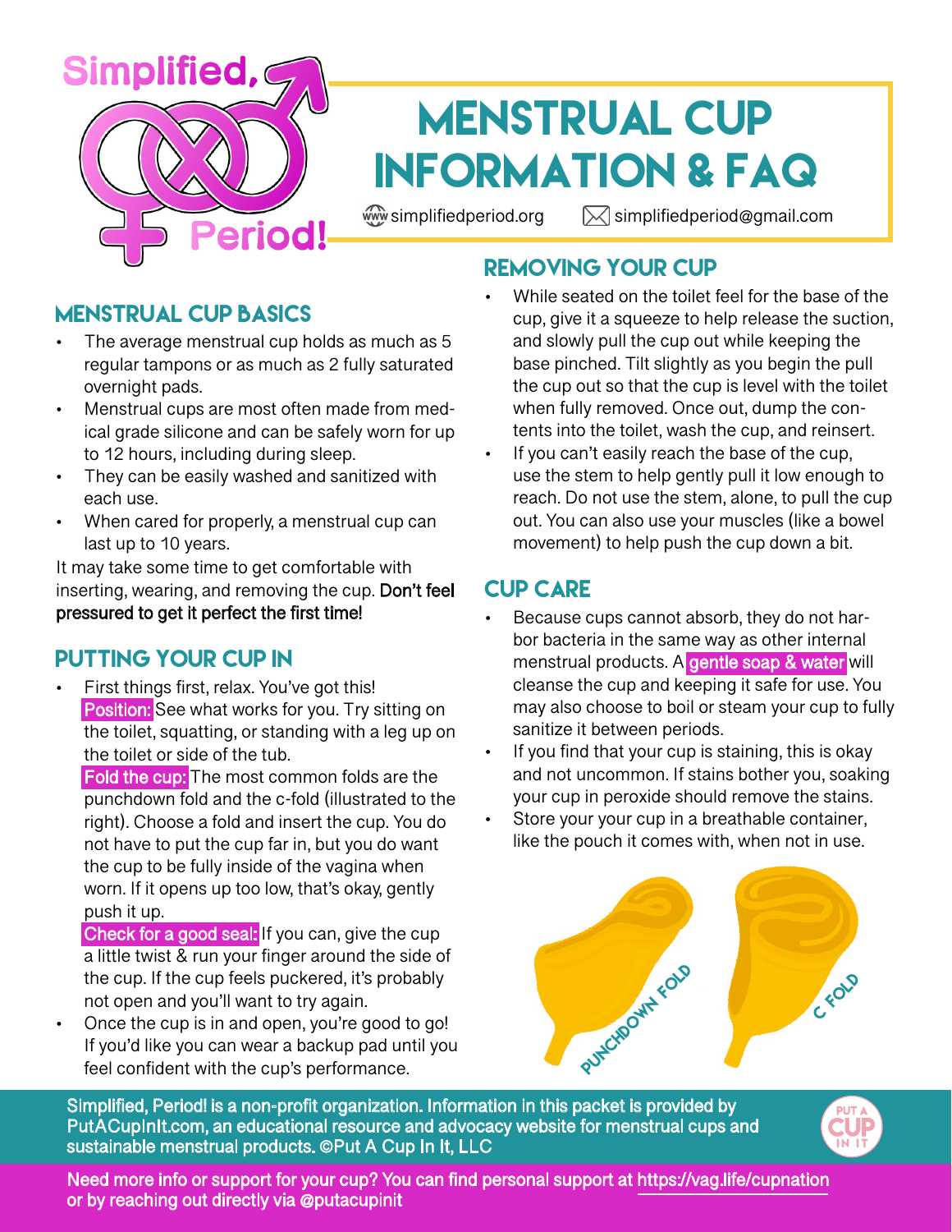Simplified, Period!

# MENSTRUAL CUP INFORMATION & FAQ

simplifiedperiod.org  simplifiedperiod@gmail.com

## MENSTRUAL CUP BASICS

- The average menstrual cup holds as much as 5 regular tampons or as much as 2 fully saturated overnight pads.
- Menstrual cups are most often made from medical grade silicone and can be safely worn for up to 12 hours, including during sleep.
- They can be easily washed and sanitized with each use.
- When cared for properly, a menstrual cup can last up to 10 years.

It may take some time to get comfortable with inserting, wearing, and removing the cup. **Don't feel pressured to get it perfect the first time!**

## PUTTING YOUR CUP IN

- First things first, relax. You've got this!
  **Position:** See what works for you. Try sitting on the toilet, squatting, or standing with a leg up on the toilet or side of the tub.
  **Fold the cup:** The most common folds are the punchdown fold and the c-fold (illustrated to the right). Choose a fold and insert the cup. You do not have to put the cup far in, but you do want the cup to be fully inside of the vagina when worn. If it opens up too low, that's okay, gently push it up.
  **Check for a good seal:** If you can, give the cup a little twist & run your finger around the side of the cup. If the cup feels puckered, it's probably not open and you'll want to try again.
- Once the cup is in and open, you're good to go! If you'd like you can wear a backup pad until you feel confident with the cup's performance.

## REMOVING YOUR CUP

- While seated on the toilet feel for the base of the cup, give it a squeeze to help release the suction, and slowly pull the cup out while keeping the base pinched. Tilt slightly as you begin the pull the cup out so that the cup is level with the toilet when fully removed. Once out, dump the contents into the toilet, wash the cup, and reinsert.
- If you can't easily reach the base of the cup, use the stem to help gently pull it low enough to reach. Do not use the stem, alone, to pull the cup out. You can also use your muscles (like a bowel movement) to help push the cup down a bit.

## CUP CARE

- Because cups cannot absorb, they do not harbor bacteria in the same way as other internal menstrual products. A **gentle soap & water** will cleanse the cup and keeping it safe for use. You may also choose to boil or steam your cup to fully sanitize it between periods.
- If you find that your cup is staining, this is okay and not uncommon. If stains bother you, soaking your cup in peroxide should remove the stains.
- Store your your cup in a breathable container, like the pouch it comes with, when not in use.

PUNCHDOWN FOLD

C FOLD

Simplified, Period! is a non-profit organization. Information in this packet is provided by PutACupInIt.com, an educational resource and advocacy website for menstrual cups and sustainable menstrual products. ©Put A Cup In It, LLC

Need more info or support for your cup? You can find personal support at https://vag.life/cupnation or by reaching out directly via @putacupinit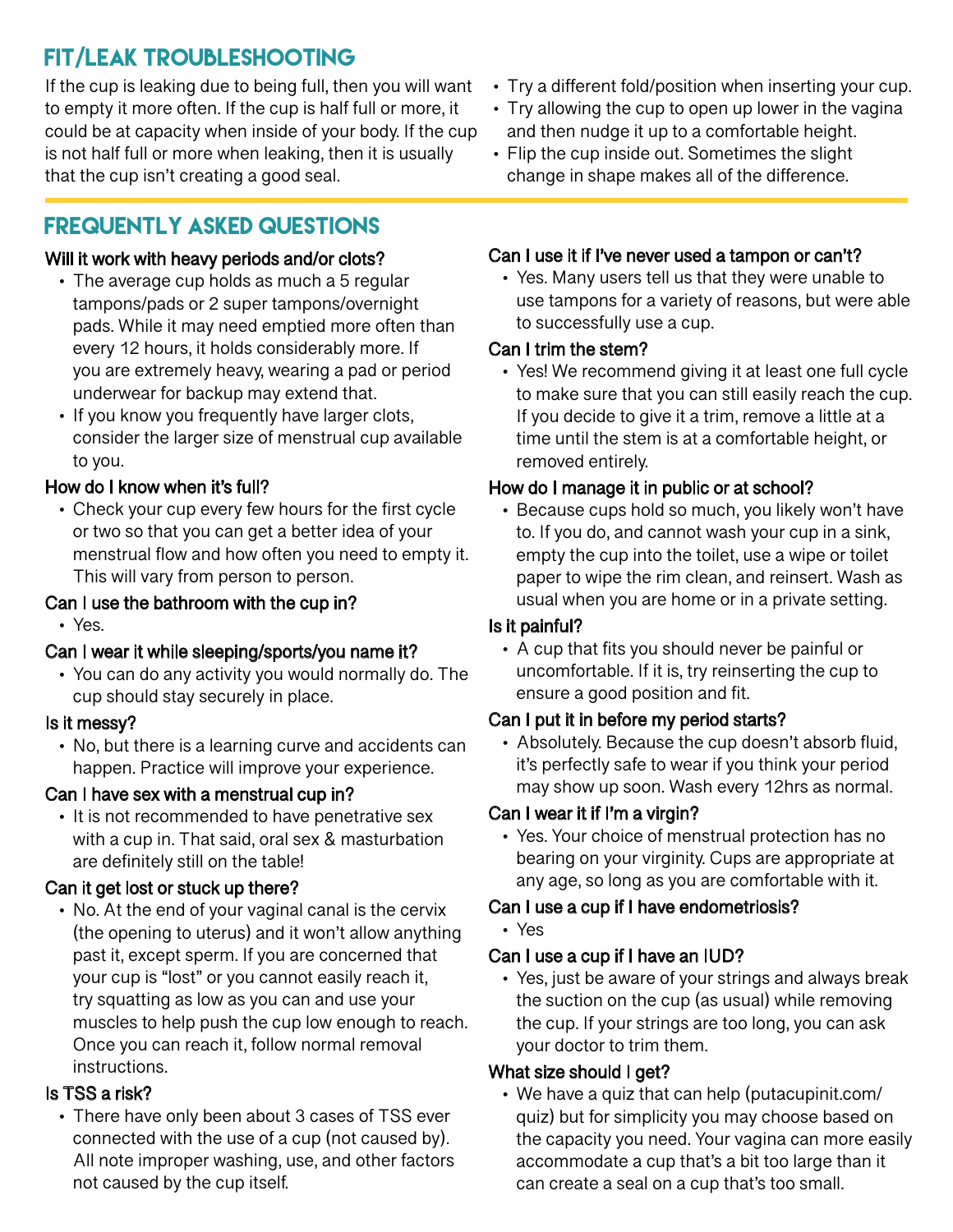## FIT/LEAK TROUBLESHOOTING

If the cup is leaking due to being full, then you will want to empty it more often. If the cup is half full or more, it could be at capacity when inside of your body. If the cup is not half full or more when leaking, then it is usually that the cup isn't creating a good seal.

- Try a different fold/position when inserting your cup.
- Try allowing the cup to open up lower in the vagina and then nudge it up to a comfortable height.
- Flip the cup inside out. Sometimes the slight change in shape makes all of the difference.

## FREQUENTLY ASKED QUESTIONS

**Will it work with heavy periods and/or clots?**

- The average cup holds as much a 5 regular tampons/pads or 2 super tampons/overnight pads. While it may need emptied more often than every 12 hours, it holds considerably more. If you are extremely heavy, wearing a pad or period underwear for backup may extend that.
- If you know you frequently have larger clots, consider the larger size of menstrual cup available to you.

**How do I know when it's full?**

- Check your cup every few hours for the first cycle or two so that you can get a better idea of your menstrual flow and how often you need to empty it. This will vary from person to person.

**Can I use the bathroom with the cup in?**

- Yes.

**Can I wear it while sleeping/sports/you name it?**

- You can do any activity you would normally do. The cup should stay securely in place.

**Is it messy?**

- No, but there is a learning curve and accidents can happen. Practice will improve your experience.

**Can I have sex with a menstrual cup in?**

- It is not recommended to have penetrative sex with a cup in. That said, oral sex & masturbation are definitely still on the table!

**Can it get lost or stuck up there?**

- No. At the end of your vaginal canal is the cervix (the opening to uterus) and it won't allow anything past it, except sperm. If you are concerned that your cup is "lost" or you cannot easily reach it, try squatting as low as you can and use your muscles to help push the cup low enough to reach. Once you can reach it, follow normal removal instructions.

**Is TSS a risk?**

- There have only been about 3 cases of TSS ever connected with the use of a cup (not caused by). All note improper washing, use, and other factors not caused by the cup itself.

**Can I use it if I've never used a tampon or can't?**

- Yes. Many users tell us that they were unable to use tampons for a variety of reasons, but were able to successfully use a cup.

**Can I trim the stem?**

- Yes! We recommend giving it at least one full cycle to make sure that you can still easily reach the cup. If you decide to give it a trim, remove a little at a time until the stem is at a comfortable height, or removed entirely.

**How do I manage it in public or at school?**

- Because cups hold so much, you likely won't have to. If you do, and cannot wash your cup in a sink, empty the cup into the toilet, use a wipe or toilet paper to wipe the rim clean, and reinsert. Wash as usual when you are home or in a private setting.

**Is it painful?**

- A cup that fits you should never be painful or uncomfortable. If it is, try reinserting the cup to ensure a good position and fit.

**Can I put it in before my period starts?**

- Absolutely. Because the cup doesn't absorb fluid, it's perfectly safe to wear if you think your period may show up soon. Wash every 12hrs as normal.

**Can I wear it if I'm a virgin?**

- Yes. Your choice of menstrual protection has no bearing on your virginity. Cups are appropriate at any age, so long as you are comfortable with it.

**Can I use a cup if I have endometriosis?**

- Yes

**Can I use a cup if I have an IUD?**

- Yes, just be aware of your strings and always break the suction on the cup (as usual) while removing the cup. If your strings are too long, you can ask your doctor to trim them.

**What size should I get?**

- We have a quiz that can help (putacupinit.com/quiz) but for simplicity you may choose based on the capacity you need. Your vagina can more easily accommodate a cup that's a bit too large than it can create a seal on a cup that's too small.